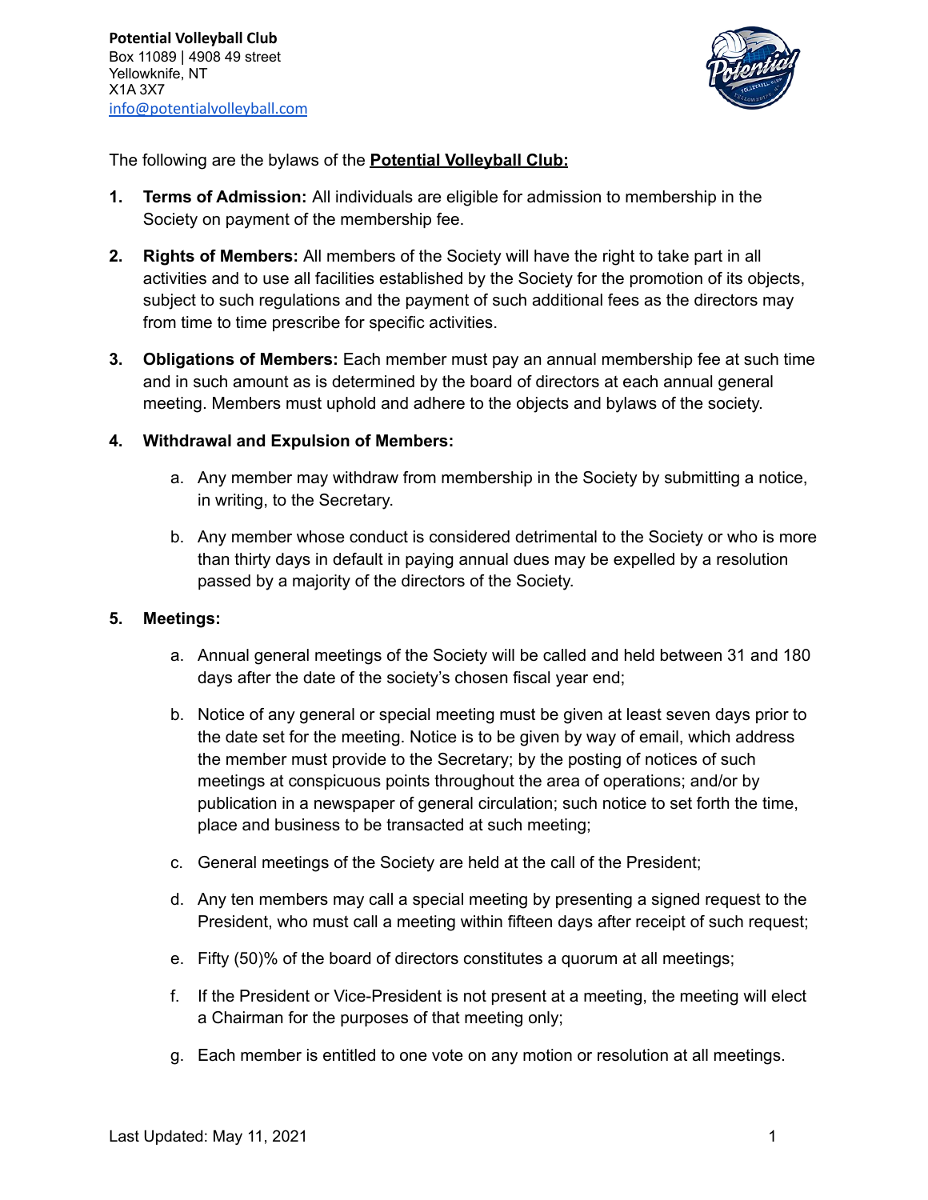**Potential Volleyball Club**
Box 11089 | 4908 49 street
Yellowknife, NT
X1A 3X7
info@potentialvolleyball.com

The following are the bylaws of the **Potential Volleyball Club:**

1. **Terms of Admission:** All individuals are eligible for admission to membership in the Society on payment of the membership fee.

2. **Rights of Members:** All members of the Society will have the right to take part in all activities and to use all facilities established by the Society for the promotion of its objects, subject to such regulations and the payment of such additional fees as the directors may from time to time prescribe for specific activities.

3. **Obligations of Members:** Each member must pay an annual membership fee at such time and in such amount as is determined by the board of directors at each annual general meeting. Members must uphold and adhere to the objects and bylaws of the society.

4. **Withdrawal and Expulsion of Members:**

    a. Any member may withdraw from membership in the Society by submitting a notice, in writing, to the Secretary.

    b. Any member whose conduct is considered detrimental to the Society or who is more than thirty days in default in paying annual dues may be expelled by a resolution passed by a majority of the directors of the Society.

5. **Meetings:**

    a. Annual general meetings of the Society will be called and held between 31 and 180 days after the date of the society's chosen fiscal year end;

    b. Notice of any general or special meeting must be given at least seven days prior to the date set for the meeting. Notice is to be given by way of email, which address the member must provide to the Secretary; by the posting of notices of such meetings at conspicuous points throughout the area of operations; and/or by publication in a newspaper of general circulation; such notice to set forth the time, place and business to be transacted at such meeting;

    c. General meetings of the Society are held at the call of the President;

    d. Any ten members may call a special meeting by presenting a signed request to the President, who must call a meeting within fifteen days after receipt of such request;

    e. Fifty (50)% of the board of directors constitutes a quorum at all meetings;

    f. If the President or Vice-President is not present at a meeting, the meeting will elect a Chairman for the purposes of that meeting only;

    g. Each member is entitled to one vote on any motion or resolution at all meetings.

Last Updated: May 11, 2021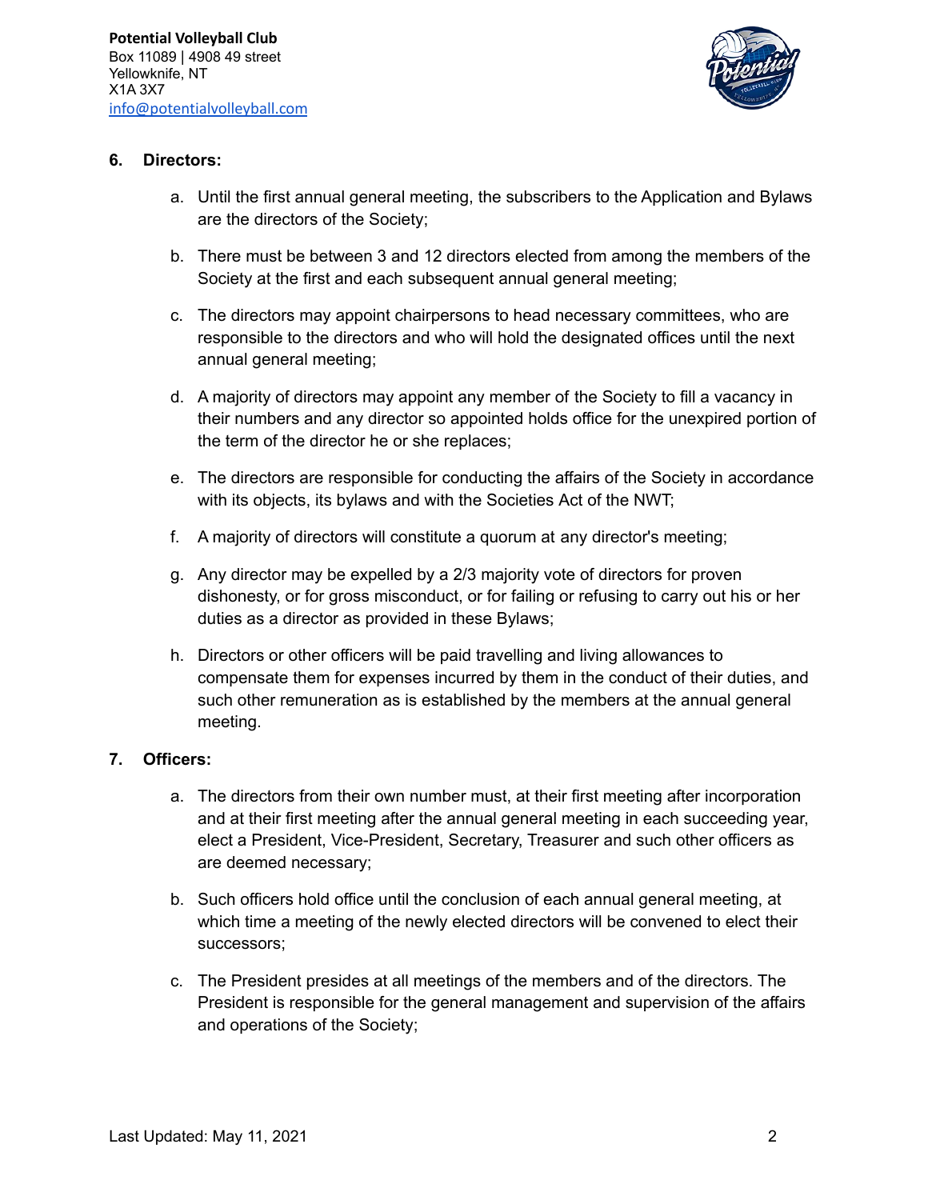**6. Directors:**

a. Until the first annual general meeting, the subscribers to the Application and Bylaws are the directors of the Society;

b. There must be between 3 and 12 directors elected from among the members of the Society at the first and each subsequent annual general meeting;

c. The directors may appoint chairpersons to head necessary committees, who are responsible to the directors and who will hold the designated offices until the next annual general meeting;

d. A majority of directors may appoint any member of the Society to fill a vacancy in their numbers and any director so appointed holds office for the unexpired portion of the term of the director he or she replaces;

e. The directors are responsible for conducting the affairs of the Society in accordance with its objects, its bylaws and with the Societies Act of the NWT;

f. A majority of directors will constitute a quorum at any director's meeting;

g. Any director may be expelled by a 2/3 majority vote of directors for proven dishonesty, or for gross misconduct, or for failing or refusing to carry out his or her duties as a director as provided in these Bylaws;

h. Directors or other officers will be paid travelling and living allowances to compensate them for expenses incurred by them in the conduct of their duties, and such other remuneration as is established by the members at the annual general meeting.

**7. Officers:**

a. The directors from their own number must, at their first meeting after incorporation and at their first meeting after the annual general meeting in each succeeding year, elect a President, Vice-President, Secretary, Treasurer and such other officers as are deemed necessary;

b. Such officers hold office until the conclusion of each annual general meeting, at which time a meeting of the newly elected directors will be convened to elect their successors;

c. The President presides at all meetings of the members and of the directors. The President is responsible for the general management and supervision of the affairs and operations of the Society;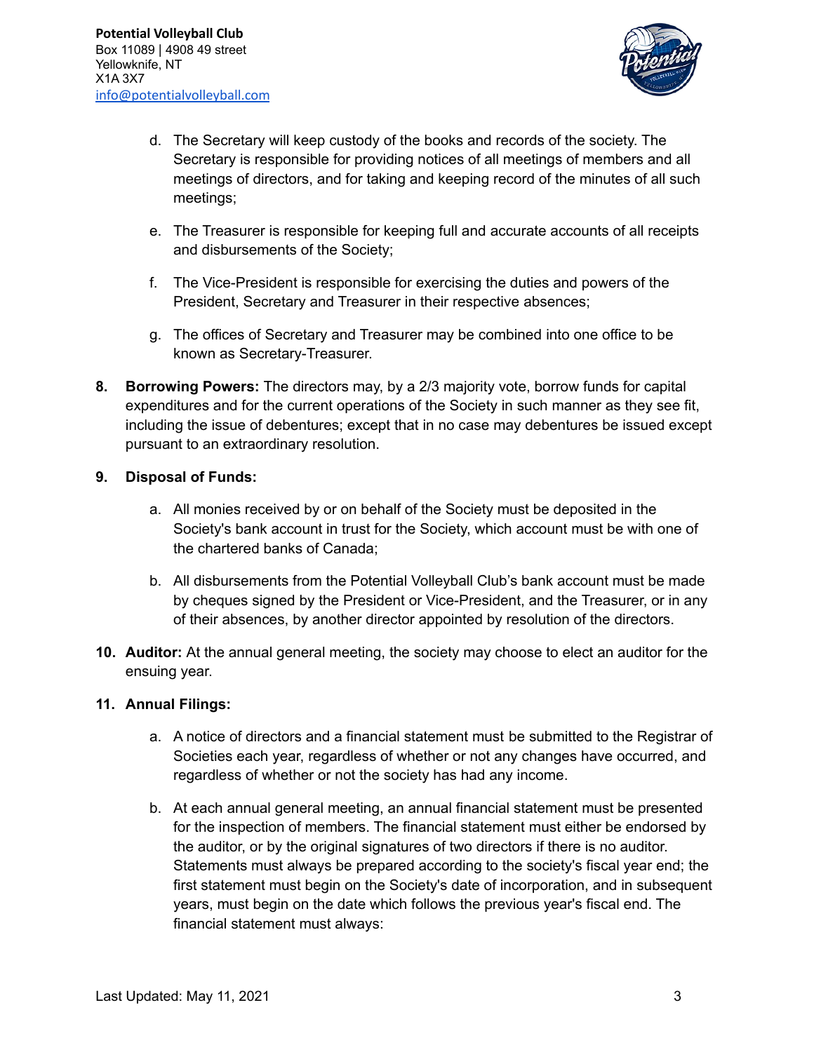d. The Secretary will keep custody of the books and records of the society. The Secretary is responsible for providing notices of all meetings of members and all meetings of directors, and for taking and keeping record of the minutes of all such meetings;

e. The Treasurer is responsible for keeping full and accurate accounts of all receipts and disbursements of the Society;

f. The Vice-President is responsible for exercising the duties and powers of the President, Secretary and Treasurer in their respective absences;

g. The offices of Secretary and Treasurer may be combined into one office to be known as Secretary-Treasurer.

8. **Borrowing Powers:** The directors may, by a 2/3 majority vote, borrow funds for capital expenditures and for the current operations of the Society in such manner as they see fit, including the issue of debentures; except that in no case may debentures be issued except pursuant to an extraordinary resolution.

9. **Disposal of Funds:**

   a. All monies received by or on behalf of the Society must be deposited in the Society's bank account in trust for the Society, which account must be with one of the chartered banks of Canada;

   b. All disbursements from the Potential Volleyball Club's bank account must be made by cheques signed by the President or Vice-President, and the Treasurer, or in any of their absences, by another director appointed by resolution of the directors.

10. **Auditor:** At the annual general meeting, the society may choose to elect an auditor for the ensuing year.

11. **Annual Filings:**

    a. A notice of directors and a financial statement must be submitted to the Registrar of Societies each year, regardless of whether or not any changes have occurred, and regardless of whether or not the society has had any income.

    b. At each annual general meeting, an annual financial statement must be presented for the inspection of members. The financial statement must either be endorsed by the auditor, or by the original signatures of two directors if there is no auditor. Statements must always be prepared according to the society's fiscal year end; the first statement must begin on the Society's date of incorporation, and in subsequent years, must begin on the date which follows the previous year's fiscal end. The financial statement must always: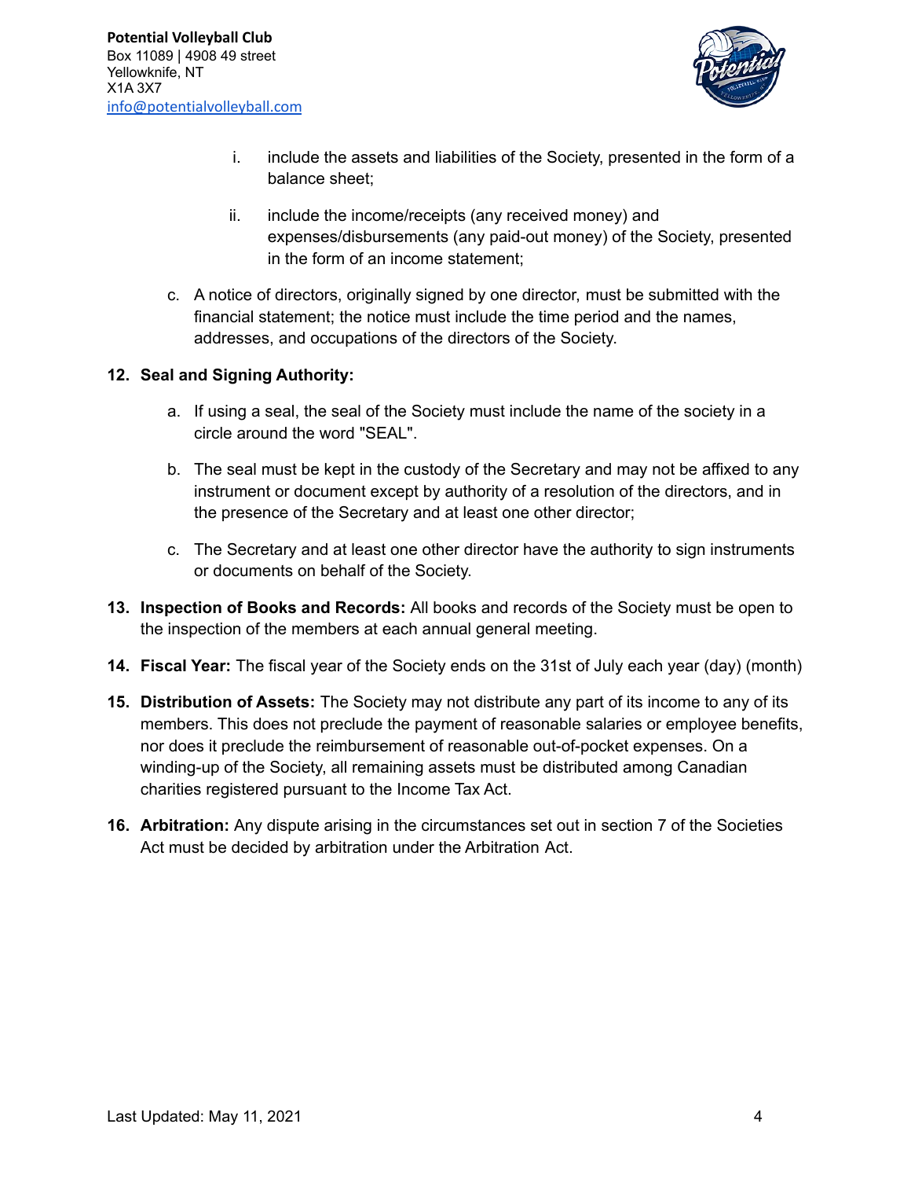i. include the assets and liabilities of the Society, presented in the form of a balance sheet;

   ii. include the income/receipts (any received money) and expenses/disbursements (any paid-out money) of the Society, presented in the form of an income statement;

c. A notice of directors, originally signed by one director, must be submitted with the financial statement; the notice must include the time period and the names, addresses, and occupations of the directors of the Society.

**12. Seal and Signing Authority:**

a. If using a seal, the seal of the Society must include the name of the society in a circle around the word "SEAL".

b. The seal must be kept in the custody of the Secretary and may not be affixed to any instrument or document except by authority of a resolution of the directors, and in the presence of the Secretary and at least one other director;

c. The Secretary and at least one other director have the authority to sign instruments or documents on behalf of the Society.

**13. Inspection of Books and Records:** All books and records of the Society must be open to the inspection of the members at each annual general meeting.

**14. Fiscal Year:** The fiscal year of the Society ends on the 31st of July each year (day) (month)

**15. Distribution of Assets:** The Society may not distribute any part of its income to any of its members. This does not preclude the payment of reasonable salaries or employee benefits, nor does it preclude the reimbursement of reasonable out-of-pocket expenses. On a winding-up of the Society, all remaining assets must be distributed among Canadian charities registered pursuant to the Income Tax Act.

**16. Arbitration:** Any dispute arising in the circumstances set out in section 7 of the Societies Act must be decided by arbitration under the Arbitration Act.